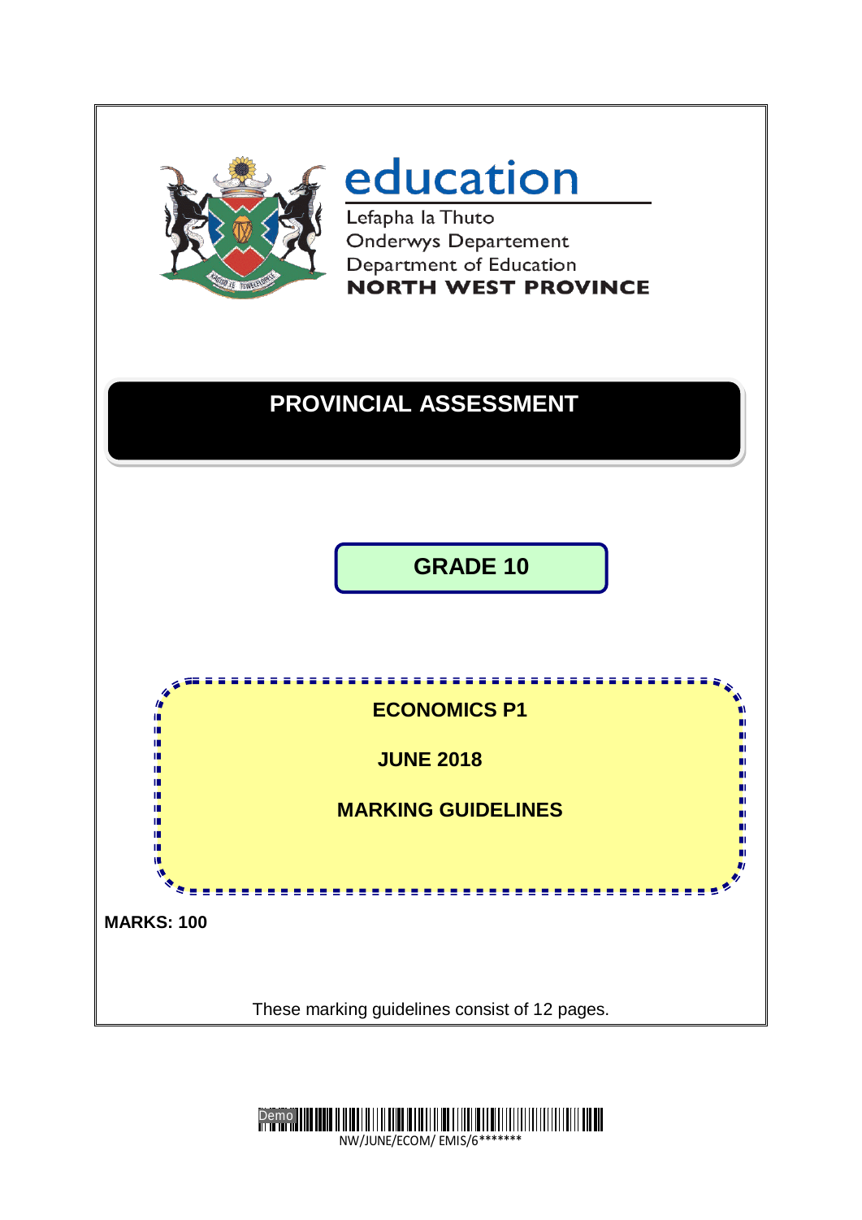# education

Lefapha la Thuto
Onderwys Departement
Department of Education
**NORTH WEST PROVINCE**

## PROVINCIAL ASSESSMENT

## GRADE 10

**ECONOMICS P1**

**JUNE 2018**

**MARKING GUIDELINES**

**MARKS: 100**

These marking guidelines consist of 12 pages.

NW/JUNE/ECOM/ EMIS/6*******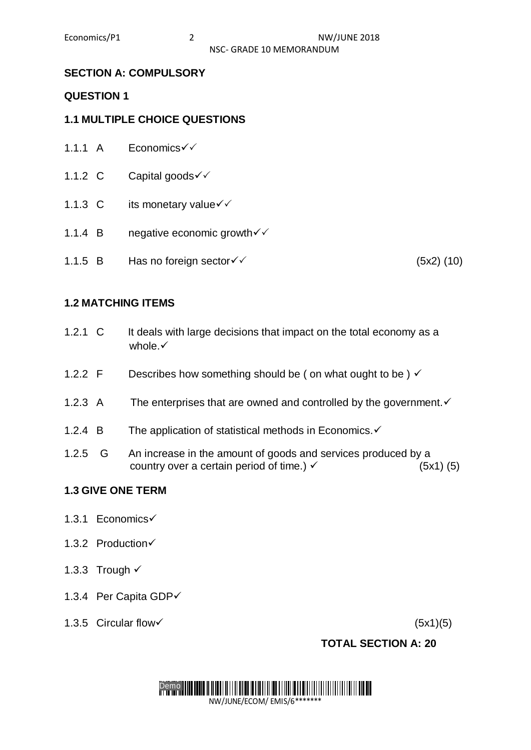**SECTION A: COMPULSORY**

**QUESTION 1**

**1.1 MULTIPLE CHOICE QUESTIONS**

1.1.1 A Economics✓✓

1.1.2 C Capital goods✓✓

1.1.3 C its monetary value✓✓

1.1.4 B negative economic growth✓✓

1.1.5 B Has no foreign sector✓✓ (5x2) (10)

**1.2 MATCHING ITEMS**

1.2.1 C It deals with large decisions that impact on the total economy as a whole.✓

1.2.2 F Describes how something should be ( on what ought to be ) ✓

1.2.3 A The enterprises that are owned and controlled by the government.✓

1.2.4 B The application of statistical methods in Economics.✓

1.2.5 G An increase in the amount of goods and services produced by a country over a certain period of time.) ✓ (5x1) (5)

**1.3 GIVE ONE TERM**

1.3.1 Economics✓

1.3.2 Production✓

1.3.3 Trough ✓

1.3.4 Per Capita GDP✓

1.3.5 Circular flow✓ (5x1)(5)

**TOTAL SECTION A: 20**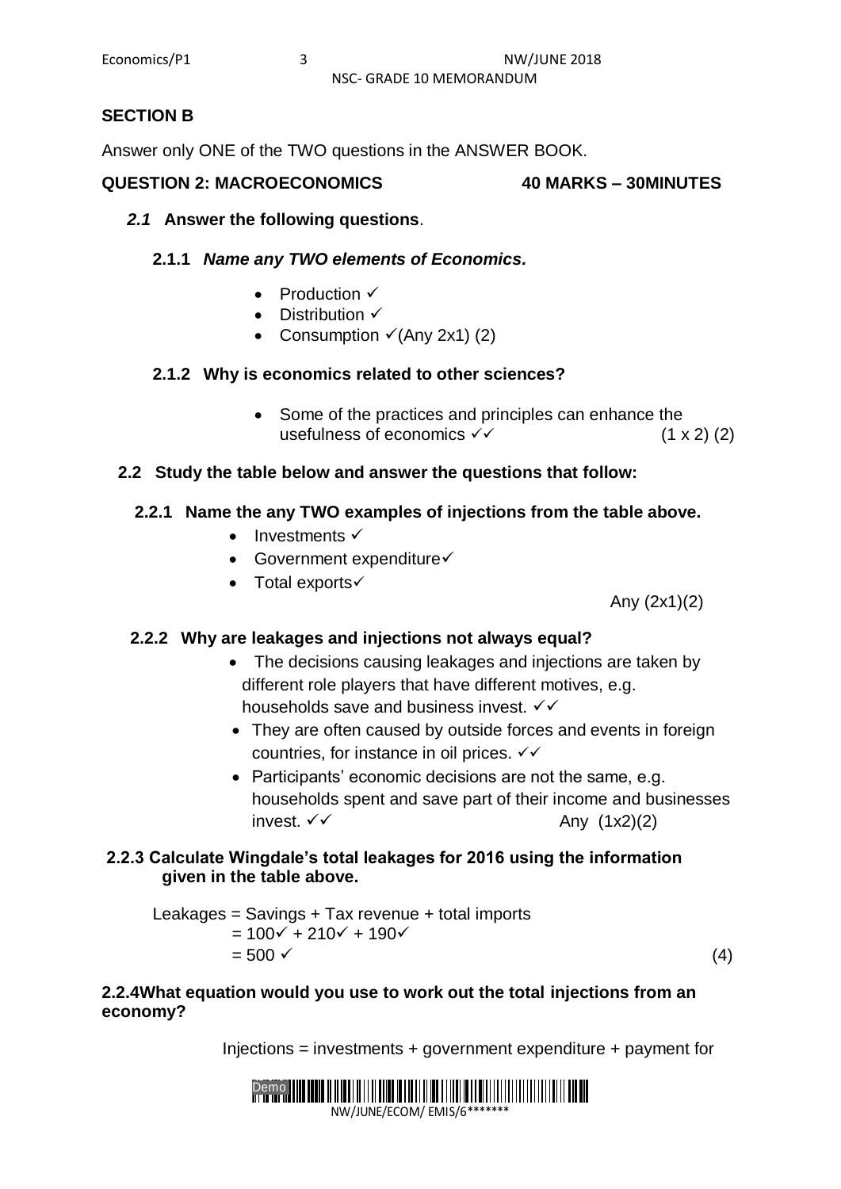## SECTION B

Answer only ONE of the TWO questions in the ANSWER BOOK.

### QUESTION 2: MACROECONOMICS 40 MARKS – 30MINUTES

**2.1 Answer the following questions**.

**2.1.1 *Name any TWO elements of Economics.***

- Production ✓
- Distribution ✓
- Consumption ✓(Any 2x1) (2)

**2.1.2 Why is economics related to other sciences?**

- Some of the practices and principles can enhance the usefulness of economics ✓✓ (1 x 2) (2)

**2.2 Study the table below and answer the questions that follow:**

**2.2.1 Name the any TWO examples of injections from the table above.**

- Investments ✓
- Government expenditure✓
- Total exports✓

Any (2x1)(2)

**2.2.2 Why are leakages and injections not always equal?**

- The decisions causing leakages and injections are taken by different role players that have different motives, e.g. households save and business invest. ✓✓
- They are often caused by outside forces and events in foreign countries, for instance in oil prices. ✓✓
- Participants' economic decisions are not the same, e.g. households spent and save part of their income and businesses invest. ✓✓ Any (1x2)(2)

**2.2.3 Calculate Wingdale's total leakages for 2016 using the information given in the table above.**

Leakages = Savings + Tax revenue + total imports
= 100✓ + 210✓ + 190✓
= 500 ✓ (4)

**2.2.4What equation would you use to work out the total injections from an economy?**

Injections = investments + government expenditure + payment for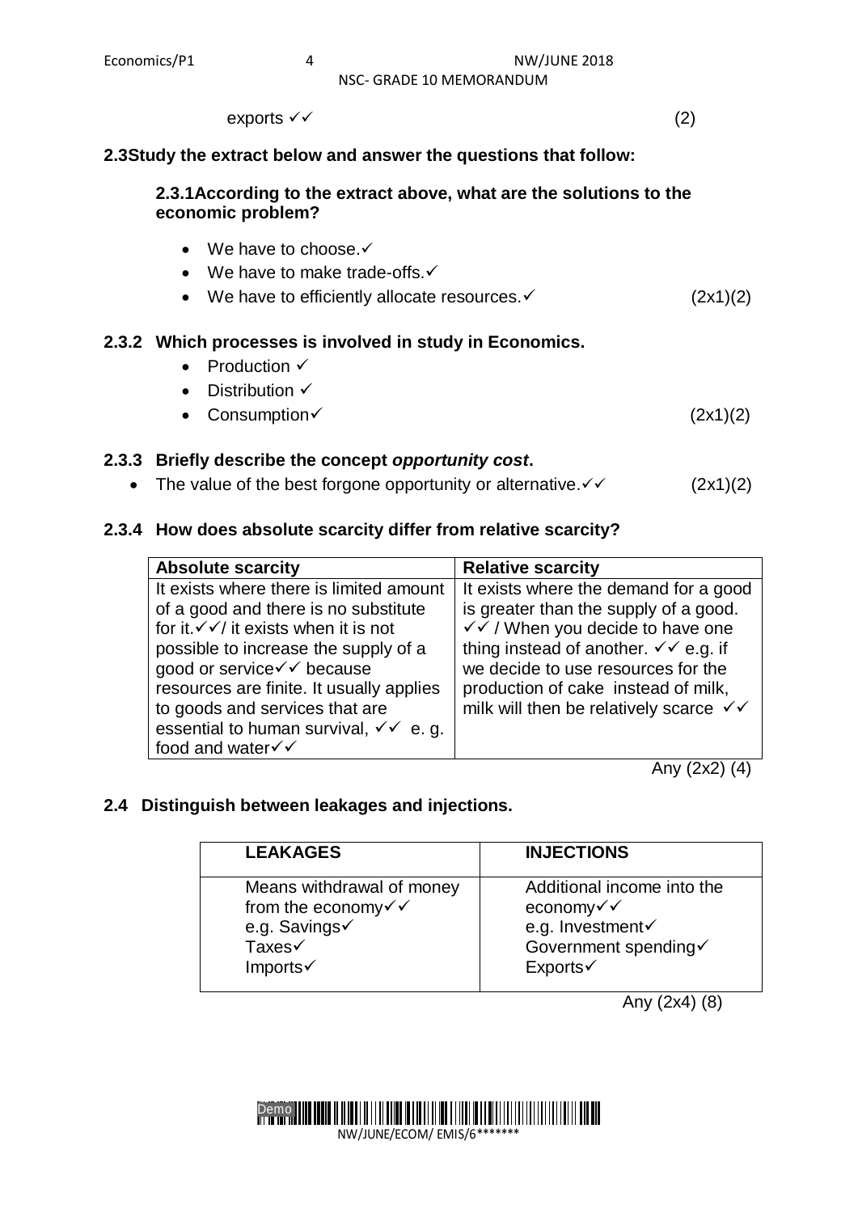exports ✓✓ (2)

**2.3 Study the extract below and answer the questions that follow:**

**2.3.1 According to the extract above, what are the solutions to the economic problem?**

- We have to choose.✓
- We have to make trade-offs.✓
- We have to efficiently allocate resources.✓ (2x1)(2)

**2.3.2 Which processes is involved in study in Economics.**

- Production ✓
- Distribution ✓
- Consumption✓ (2x1)(2)

**2.3.3 Briefly describe the concept *opportunity cost*.**

- The value of the best forgone opportunity or alternative.✓✓ (2x1)(2)

**2.3.4 How does absolute scarcity differ from relative scarcity?**

| Absolute scarcity | Relative scarcity |
|---|---|
| It exists where there is limited amount of a good and there is no substitute for it.✓✓/ it exists when it is not possible to increase the supply of a good or service✓✓ because resources are finite. It usually applies to goods and services that are essential to human survival, ✓✓ e. g. food and water✓✓ | It exists where the demand for a good is greater than the supply of a good. ✓✓ / When you decide to have one thing instead of another. ✓✓ e.g. if we decide to use resources for the production of cake instead of milk, milk will then be relatively scarce ✓✓ |

Any (2x2) (4)

**2.4 Distinguish between leakages and injections.**

| LEAKAGES | INJECTIONS |
|---|---|
| Means withdrawal of money from the economy✓✓<br>e.g. Savings✓<br>Taxes✓<br>Imports✓ | Additional income into the economy✓✓<br>e.g. Investment✓<br>Government spending✓<br>Exports✓ |

Any (2x4) (8)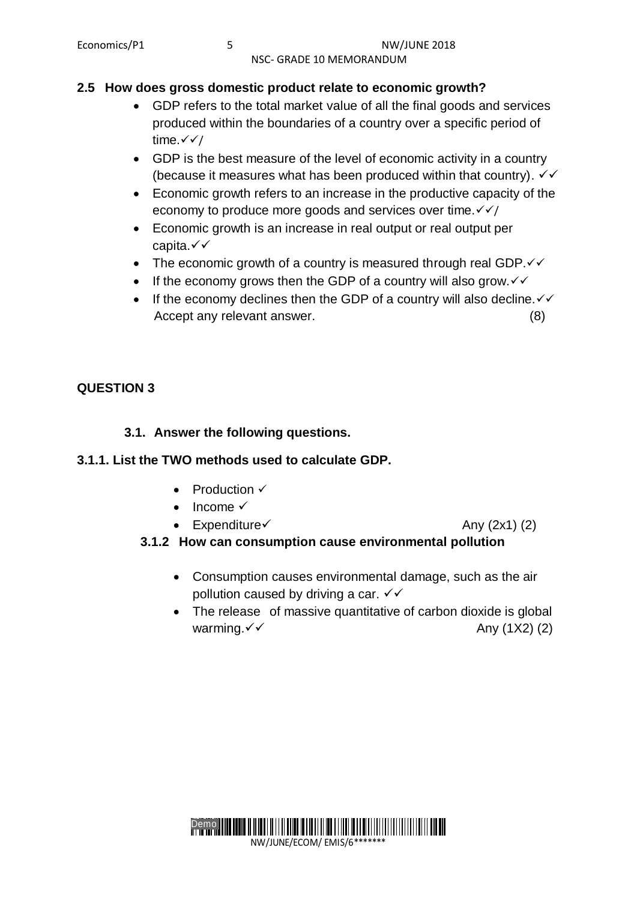**2.5 How does gross domestic product relate to economic growth?**

- GDP refers to the total market value of all the final goods and services produced within the boundaries of a country over a specific period of time.✓✓/
- GDP is the best measure of the level of economic activity in a country (because it measures what has been produced within that country). ✓✓
- Economic growth refers to an increase in the productive capacity of the economy to produce more goods and services over time.✓✓/
- Economic growth is an increase in real output or real output per capita.✓✓
- The economic growth of a country is measured through real GDP.✓✓
- If the economy grows then the GDP of a country will also grow.✓✓
- If the economy declines then the GDP of a country will also decline.✓✓

Accept any relevant answer. (8)

## QUESTION 3

**3.1. Answer the following questions.**

**3.1.1. List the TWO methods used to calculate GDP.**

- Production ✓
- Income ✓
- Expenditure✓

Any (2x1) (2)

**3.1.2 How can consumption cause environmental pollution**

- Consumption causes environmental damage, such as the air pollution caused by driving a car. ✓✓
- The release of massive quantitative of carbon dioxide is global warming.✓✓

Any (1X2) (2)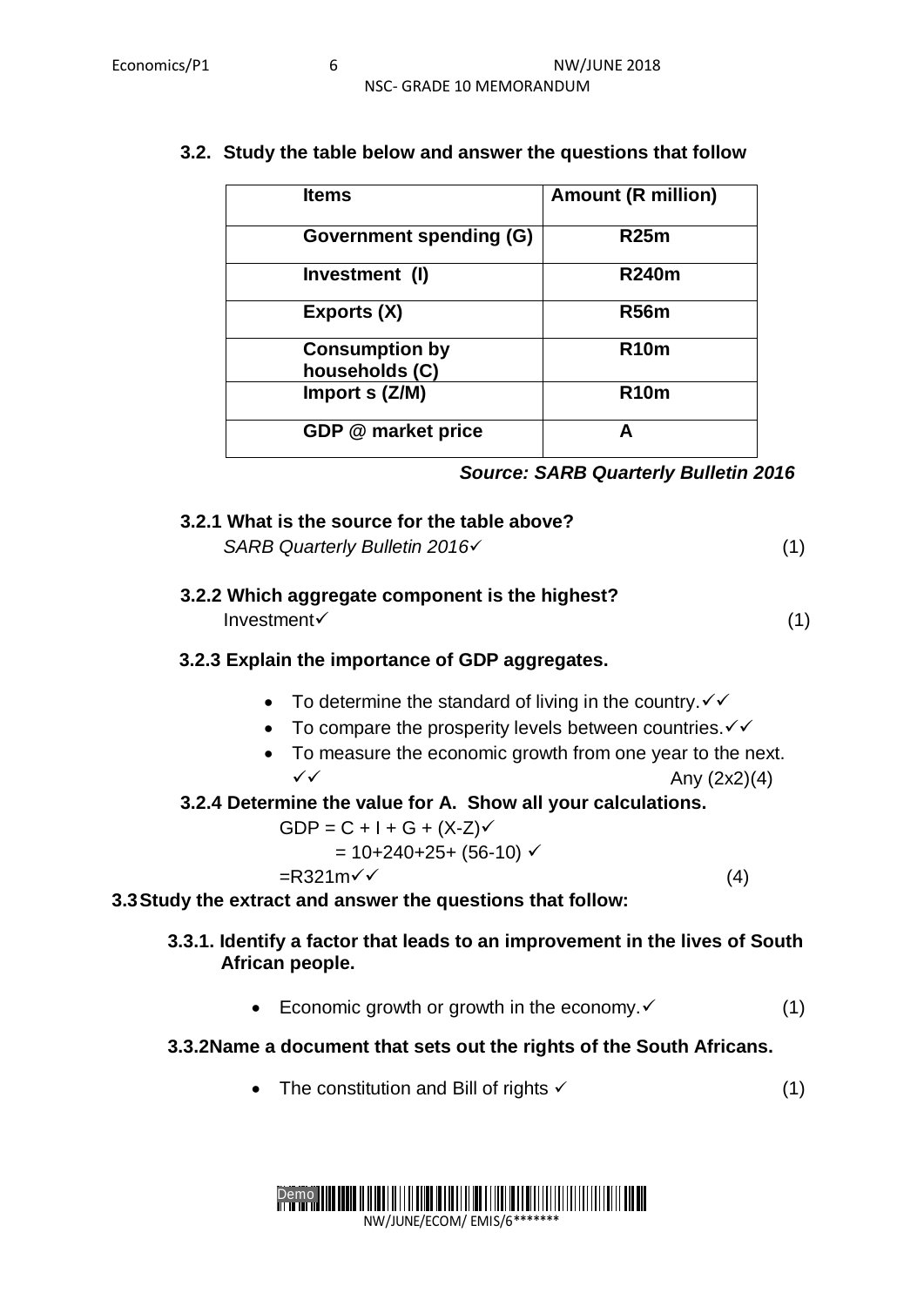**3.2. Study the table below and answer the questions that follow**

| Items | Amount (R million) |
|---|---|
| Government spending (G) | R25m |
| Investment (I) | R240m |
| Exports (X) | R56m |
| Consumption by households (C) | R10m |
| Import s (Z/M) | R10m |
| GDP @ market price | A |

***Source: SARB Quarterly Bulletin 2016***

**3.2.1 What is the source for the table above?**

*SARB Quarterly Bulletin 2016*✓ (1)

**3.2.2 Which aggregate component is the highest?**

Investment✓ (1)

**3.2.3 Explain the importance of GDP aggregates.**

- To determine the standard of living in the country.✓✓
- To compare the prosperity levels between countries.✓✓
- To measure the economic growth from one year to the next. ✓✓

Any (2x2)(4)

**3.2.4 Determine the value for A. Show all your calculations.**

GDP = C + I + G + (X-Z)✓

= 10+240+25+ (56-10) ✓

=R321m✓✓ (4)

**3.3 Study the extract and answer the questions that follow:**

**3.3.1. Identify a factor that leads to an improvement in the lives of South African people.**

- Economic growth or growth in the economy.✓ (1)

**3.3.2 Name a document that sets out the rights of the South Africans.**

- The constitution and Bill of rights ✓ (1)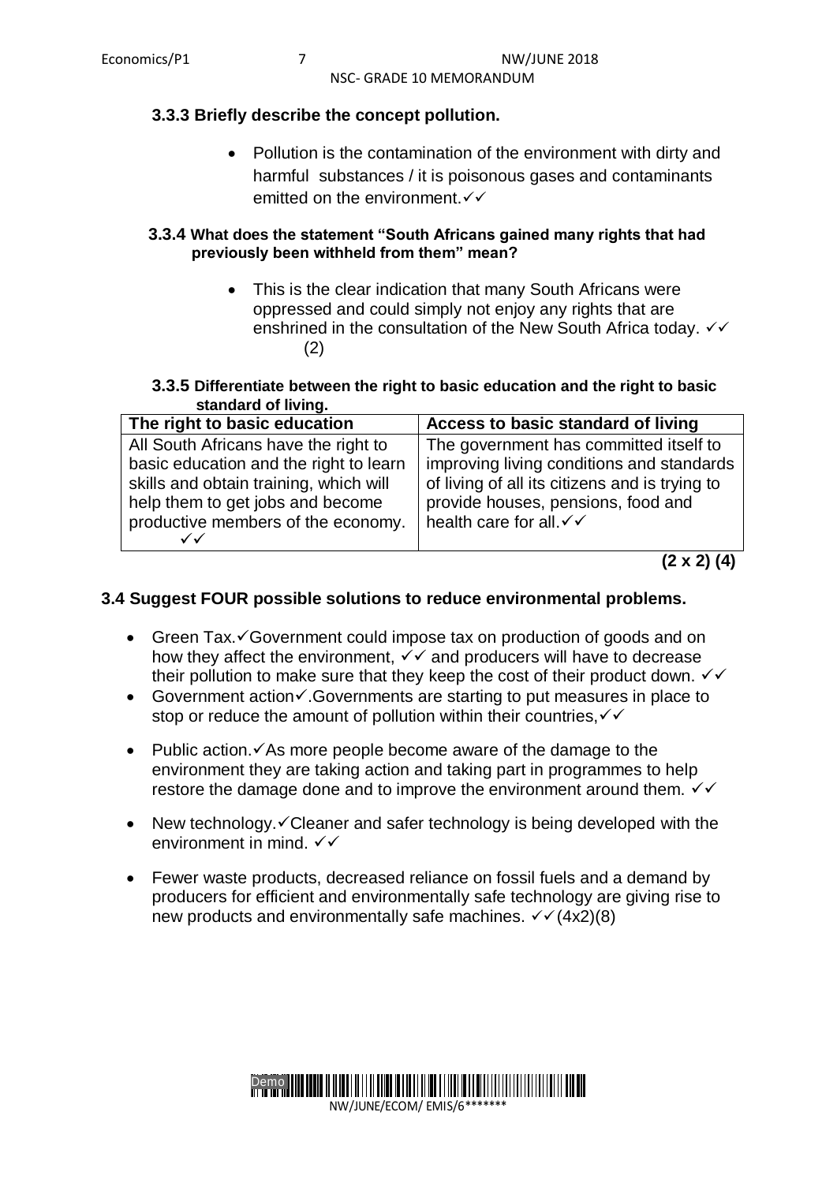### 3.3.3 Briefly describe the concept pollution.

- Pollution is the contamination of the environment with dirty and harmful substances / it is poisonous gases and contaminants emitted on the environment.✓✓

#### 3.3.4 What does the statement "South Africans gained many rights that had previously been withheld from them" mean?

- This is the clear indication that many South Africans were oppressed and could simply not enjoy any rights that are enshrined in the consultation of the New South Africa today. ✓✓ (2)

#### 3.3.5 Differentiate between the right to basic education and the right to basic standard of living.

| The right to basic education | Access to basic standard of living |
|---|---|
| All South Africans have the right to basic education and the right to learn skills and obtain training, which will help them to get jobs and become productive members of the economy. ✓✓ | The government has committed itself to improving living conditions and standards of living of all its citizens and is trying to provide houses, pensions, food and health care for all.✓✓ |

**(2 x 2) (4)**

### 3.4 Suggest FOUR possible solutions to reduce environmental problems.

- Green Tax.✓Government could impose tax on production of goods and on how they affect the environment, ✓✓ and producers will have to decrease their pollution to make sure that they keep the cost of their product down. ✓✓
- Government action✓.Governments are starting to put measures in place to stop or reduce the amount of pollution within their countries,✓✓
- Public action.✓As more people become aware of the damage to the environment they are taking action and taking part in programmes to help restore the damage done and to improve the environment around them. ✓✓
- New technology.✓Cleaner and safer technology is being developed with the environment in mind. ✓✓
- Fewer waste products, decreased reliance on fossil fuels and a demand by producers for efficient and environmentally safe technology are giving rise to new products and environmentally safe machines. ✓✓(4x2)(8)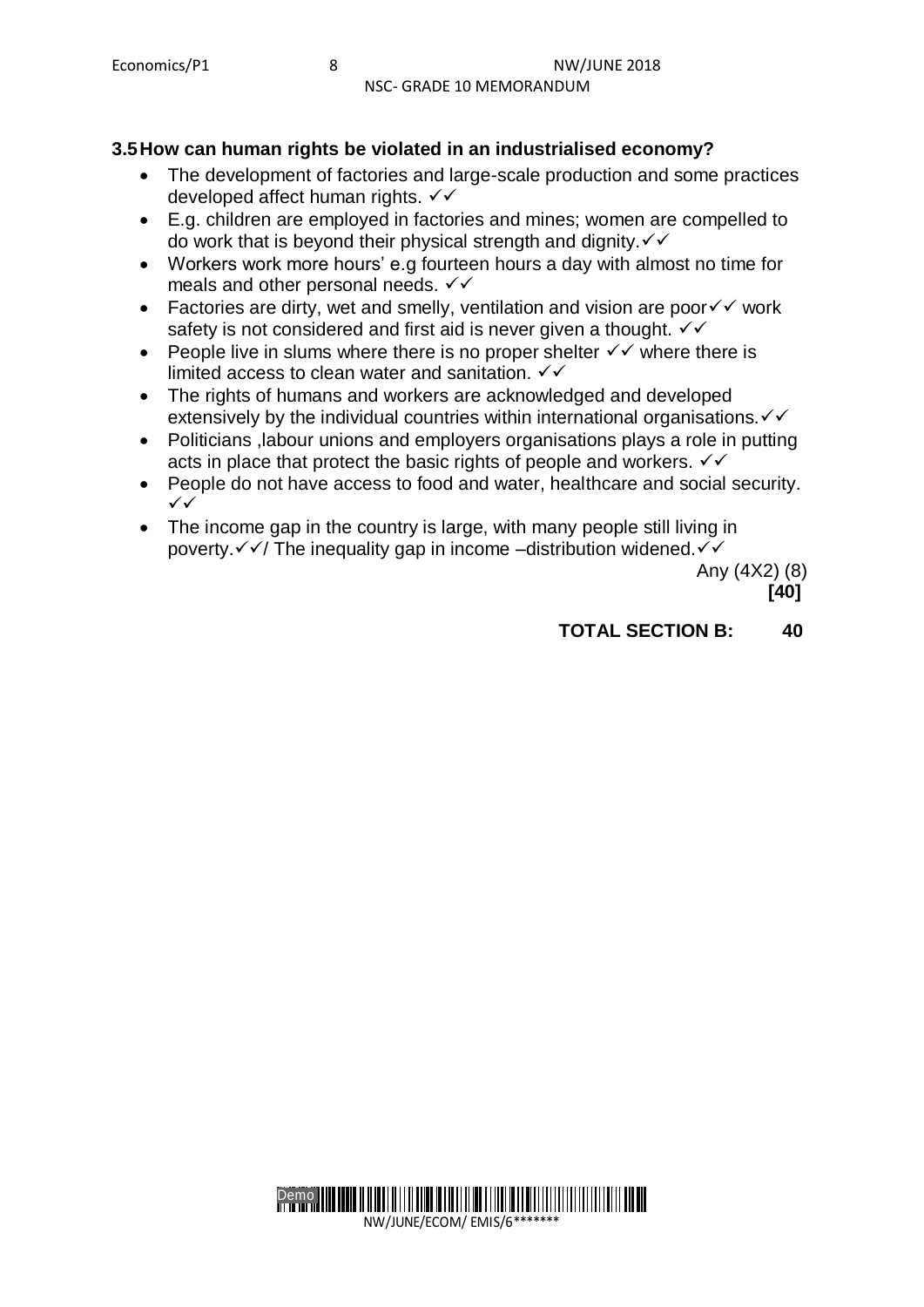**3.5 How can human rights be violated in an industrialised economy?**

- The development of factories and large-scale production and some practices developed affect human rights. ✓✓
- E.g. children are employed in factories and mines; women are compelled to do work that is beyond their physical strength and dignity.✓✓
- Workers work more hours' e.g fourteen hours a day with almost no time for meals and other personal needs. ✓✓
- Factories are dirty, wet and smelly, ventilation and vision are poor✓✓ work safety is not considered and first aid is never given a thought. ✓✓
- People live in slums where there is no proper shelter ✓✓ where there is limited access to clean water and sanitation. ✓✓
- The rights of humans and workers are acknowledged and developed extensively by the individual countries within international organisations.✓✓
- Politicians ,labour unions and employers organisations plays a role in putting acts in place that protect the basic rights of people and workers. ✓✓
- People do not have access to food and water, healthcare and social security. ✓✓
- The income gap in the country is large, with many people still living in poverty.✓✓/ The inequality gap in income –distribution widened.✓✓

Any (4X2) (8)
**[40]**

**TOTAL SECTION B: 40**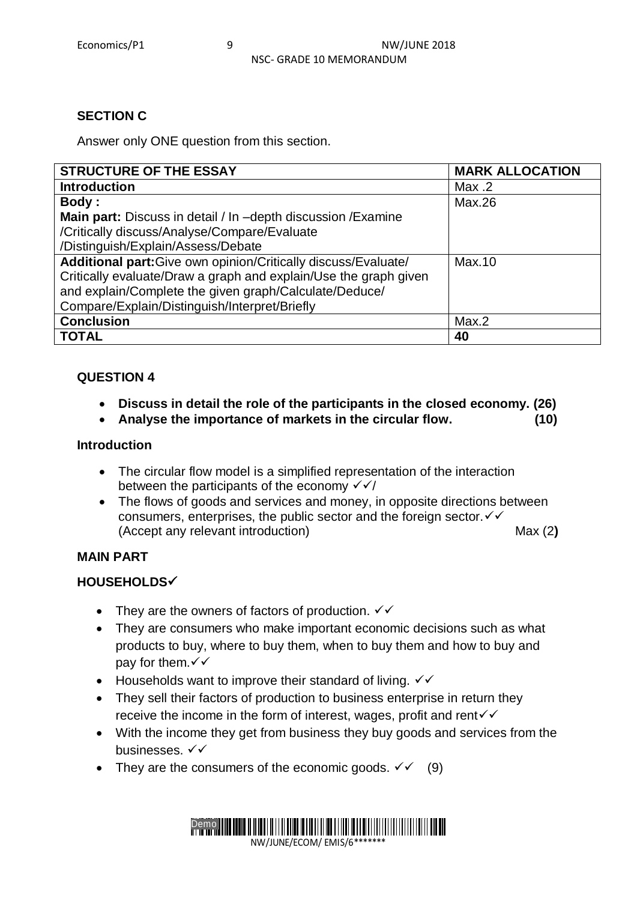## SECTION C

Answer only ONE question from this section.

| STRUCTURE OF THE ESSAY | MARK ALLOCATION |
|---|---|
| **Introduction** | Max .2 |
| **Body :**<br>**Main part:** Discuss in detail / In –depth discussion /Examine /Critically discuss/Analyse/Compare/Evaluate /Distinguish/Explain/Assess/Debate | Max.26 |
| **Additional part:** Give own opinion/Critically discuss/Evaluate/ Critically evaluate/Draw a graph and explain/Use the graph given and explain/Complete the given graph/Calculate/Deduce/ Compare/Explain/Distinguish/Interpret/Briefly | Max.10 |
| **Conclusion** | Max.2 |
| **TOTAL** | **40** |

## QUESTION 4

- **Discuss in detail the role of the participants in the closed economy. (26)**
- **Analyse the importance of markets in the circular flow. (10)**

### Introduction

- The circular flow model is a simplified representation of the interaction between the participants of the economy ✓✓/
- The flows of goods and services and money, in opposite directions between consumers, enterprises, the public sector and the foreign sector.✓✓
  (Accept any relevant introduction) Max (2**)**

### MAIN PART

### HOUSEHOLDS✓

- They are the owners of factors of production. ✓✓
- They are consumers who make important economic decisions such as what products to buy, where to buy them, when to buy them and how to buy and pay for them.✓✓
- Households want to improve their standard of living. ✓✓
- They sell their factors of production to business enterprise in return they receive the income in the form of interest, wages, profit and rent✓✓
- With the income they get from business they buy goods and services from the businesses. ✓✓
- They are the consumers of the economic goods. ✓✓ (9)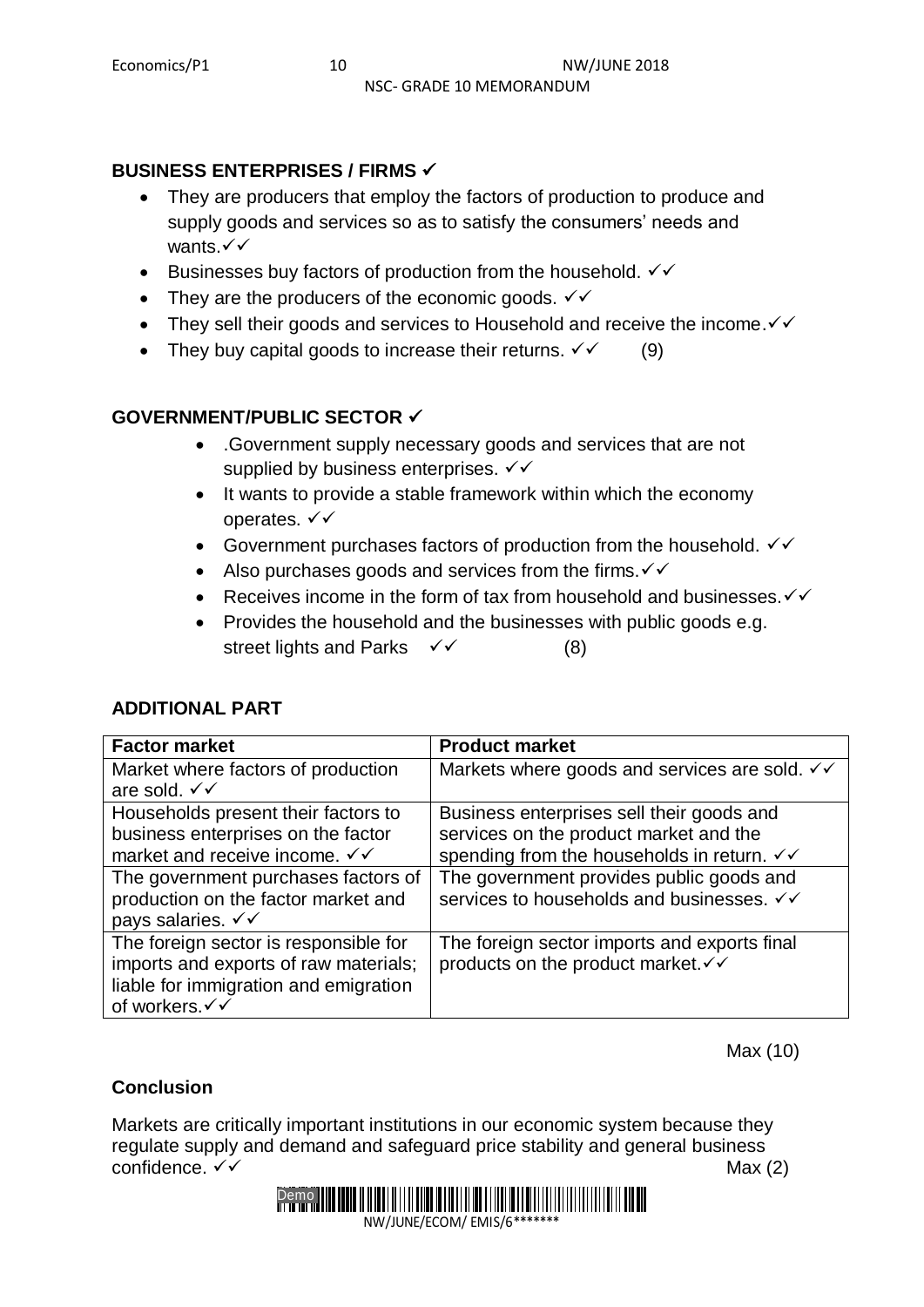**BUSINESS ENTERPRISES / FIRMS ✓**

- They are producers that employ the factors of production to produce and supply goods and services so as to satisfy the consumers' needs and wants.✓✓
- Businesses buy factors of production from the household. ✓✓
- They are the producers of the economic goods. ✓✓
- They sell their goods and services to Household and receive the income.✓✓
- They buy capital goods to increase their returns. ✓✓ (9)

**GOVERNMENT/PUBLIC SECTOR ✓**

- .Government supply necessary goods and services that are not supplied by business enterprises. ✓✓
- It wants to provide a stable framework within which the economy operates. ✓✓
- Government purchases factors of production from the household. ✓✓
- Also purchases goods and services from the firms.✓✓
- Receives income in the form of tax from household and businesses.✓✓
- Provides the household and the businesses with public goods e.g. street lights and Parks ✓✓ (8)

**ADDITIONAL PART**

| Factor market | Product market |
|---|---|
| Market where factors of production are sold. ✓✓ | Markets where goods and services are sold. ✓✓ |
| Households present their factors to business enterprises on the factor market and receive income. ✓✓ | Business enterprises sell their goods and services on the product market and the spending from the households in return. ✓✓ |
| The government purchases factors of production on the factor market and pays salaries. ✓✓ | The government provides public goods and services to households and businesses. ✓✓ |
| The foreign sector is responsible for imports and exports of raw materials; liable for immigration and emigration of workers.✓✓ | The foreign sector imports and exports final products on the product market.✓✓ |

Max (10)

**Conclusion**

Markets are critically important institutions in our economic system because they regulate supply and demand and safeguard price stability and general business confidence. ✓✓ Max (2)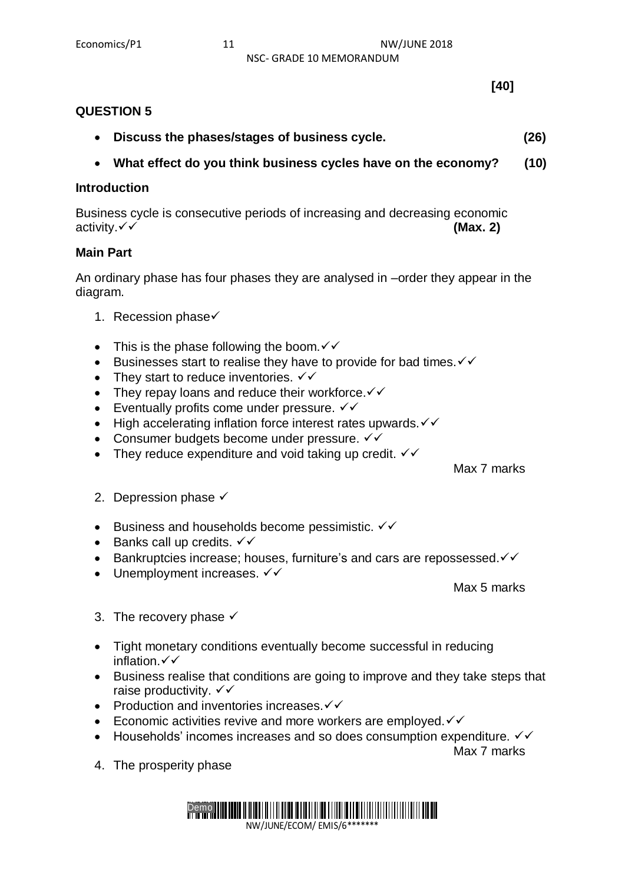**[40]**

## QUESTION 5

- **Discuss the phases/stages of business cycle.** **(26)**
- **What effect do you think business cycles have on the economy?** **(10)**

### Introduction

Business cycle is consecutive periods of increasing and decreasing economic activity.✓✓ **(Max. 2)**

### Main Part

An ordinary phase has four phases they are analysed in –order they appear in the diagram.

1. Recession phase✓

- This is the phase following the boom.✓✓
- Businesses start to realise they have to provide for bad times.✓✓
- They start to reduce inventories. ✓✓
- They repay loans and reduce their workforce.✓✓
- Eventually profits come under pressure. ✓✓
- High accelerating inflation force interest rates upwards.✓✓
- Consumer budgets become under pressure. ✓✓
- They reduce expenditure and void taking up credit. ✓✓

Max 7 marks

2. Depression phase ✓

- Business and households become pessimistic. ✓✓
- Banks call up credits. ✓✓
- Bankruptcies increase; houses, furniture's and cars are repossessed.✓✓
- Unemployment increases. ✓✓

Max 5 marks

3. The recovery phase ✓

- Tight monetary conditions eventually become successful in reducing inflation.✓✓
- Business realise that conditions are going to improve and they take steps that raise productivity. ✓✓
- Production and inventories increases.✓✓
- Economic activities revive and more workers are employed.✓✓
- Households' incomes increases and so does consumption expenditure. ✓✓

Max 7 marks

4. The prosperity phase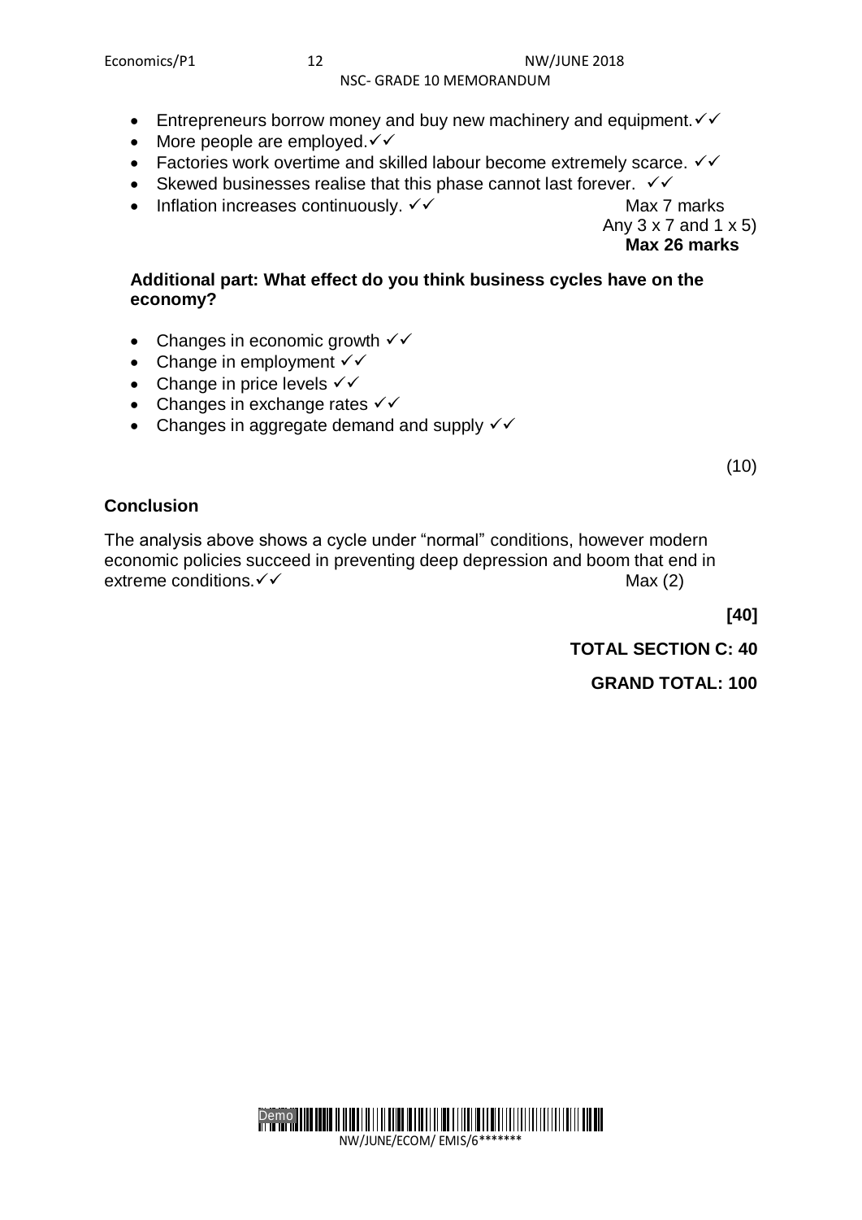- Entrepreneurs borrow money and buy new machinery and equipment.✓✓
- More people are employed.✓✓
- Factories work overtime and skilled labour become extremely scarce. ✓✓
- Skewed businesses realise that this phase cannot last forever. ✓✓
- Inflation increases continuously. ✓✓ Max 7 marks

Any 3 x 7 and 1 x 5)

**Max 26 marks**

**Additional part: What effect do you think business cycles have on the economy?**

- Changes in economic growth ✓✓
- Change in employment ✓✓
- Change in price levels ✓✓
- Changes in exchange rates ✓✓
- Changes in aggregate demand and supply ✓✓

(10)

**Conclusion**

The analysis above shows a cycle under "normal" conditions, however modern economic policies succeed in preventing deep depression and boom that end in extreme conditions.✓✓ Max (2)

**[40]**

**TOTAL SECTION C: 40**

**GRAND TOTAL: 100**